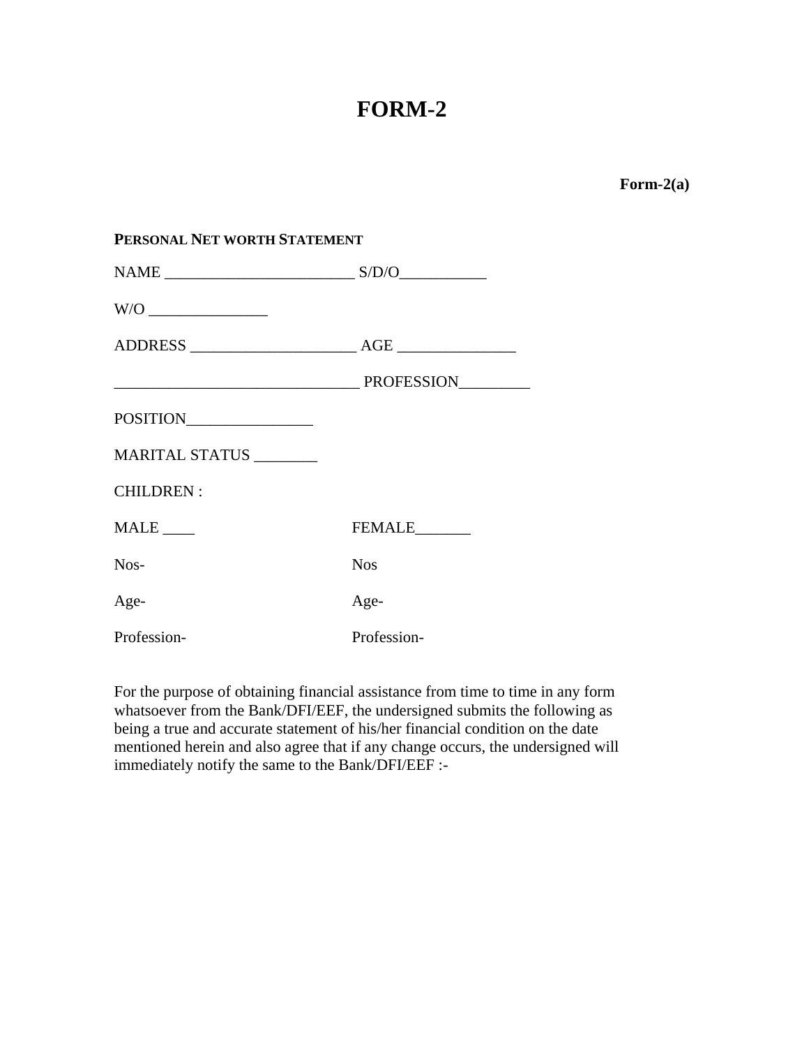# FORM-2

**Form-2(a)**

**PERSONAL NET WORTH STATEMENT**

NAME ________________________ S/D/O___________

W/O _______________

ADDRESS _____________________ AGE _______________

_______________________________ PROFESSION_________

POSITION________________

MARITAL STATUS ________

CHILDREN :

| | |
|---|---|
| MALE ____ | FEMALE_______ |
| Nos- | Nos |
| Age- | Age- |
| Profession- | Profession- |

For the purpose of obtaining financial assistance from time to time in any form whatsoever from the Bank/DFI/EEF, the undersigned submits the following as being a true and accurate statement of his/her financial condition on the date mentioned herein and also agree that if any change occurs, the undersigned will immediately notify the same to the Bank/DFI/EEF :-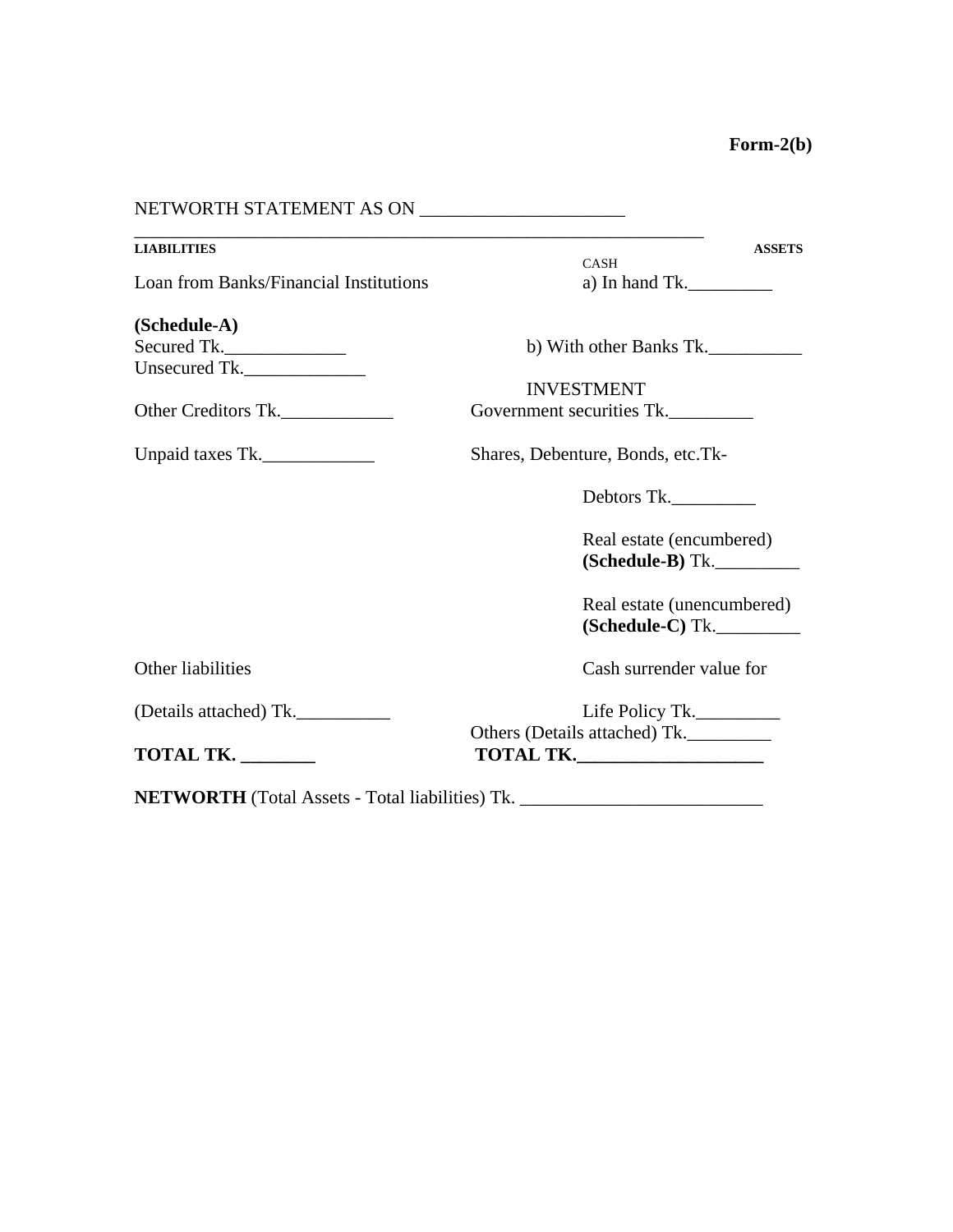**Form-2(b)**

NETWORTH STATEMENT AS ON ______________________

| LIABILITIES | ASSETS |
|---|---|
| | CASH |
| Loan from Banks/Financial Institutions | a) In hand Tk._________ |
| **(Schedule-A)** | |
| Secured Tk._____________ | b) With other Banks Tk.__________ |
| Unsecured Tk._____________ | |
| | INVESTMENT |
| Other Creditors Tk.____________ | Government securities Tk._________ |
| Unpaid taxes Tk.____________ | Shares, Debenture, Bonds, etc.Tk- |
| | Debtors Tk._________ |
| | Real estate (encumbered) **(Schedule-B)** Tk._________ |
| | Real estate (unencumbered) **(Schedule-C)** Tk._________ |
| Other liabilities | Cash surrender value for |
| (Details attached) Tk.__________ | Life Policy Tk._________ |
| | Others (Details attached) Tk._________ |
| **TOTAL TK. ________** | **TOTAL TK.____________________** |

**NETWORTH** (Total Assets - Total liabilities) Tk. __________________________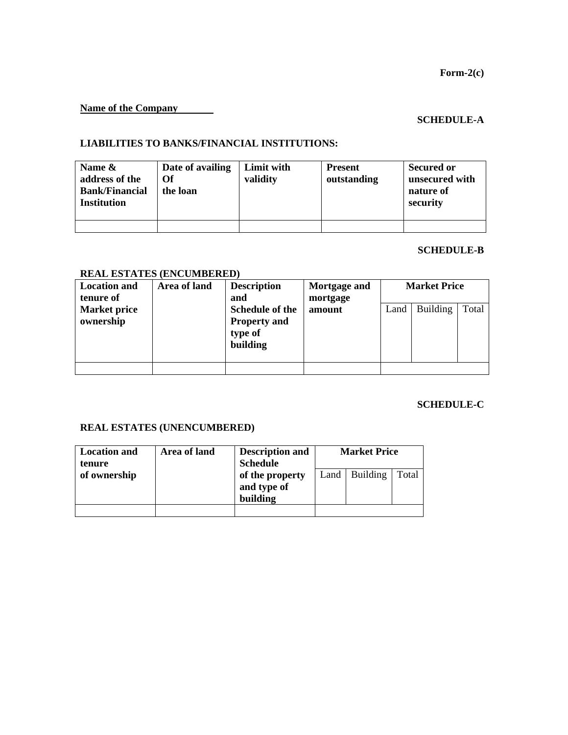**Form-2(c)**

**Name of the Company** \_\_\_\_\_\_\_\_

**SCHEDULE-A**

**LIABILITIES TO BANKS/FINANCIAL INSTITUTIONS:**

| Name & address of the Bank/Financial Institution | Date of availing Of the loan | Limit with validity | Present outstanding | Secured or unsecured with nature of security |
|---|---|---|---|---|
| | | | | |

**SCHEDULE-B**

**REAL ESTATES (ENCUMBERED)**

| Location and tenure of Market price ownership | Area of land | Description and Schedule of the Property and type of building | Mortgage and mortgage amount | Market Price | | |
|---|---|---|---|---|---|---|
| | | | | Land | Building | Total |
| | | | | | | |

**SCHEDULE-C**

**REAL ESTATES (UNENCUMBERED)**

| Location and tenure of ownership | Area of land | Description and Schedule of the property and type of building | Market Price | | |
|---|---|---|---|---|---|
| | | | Land | Building | Total |
| | | | | | |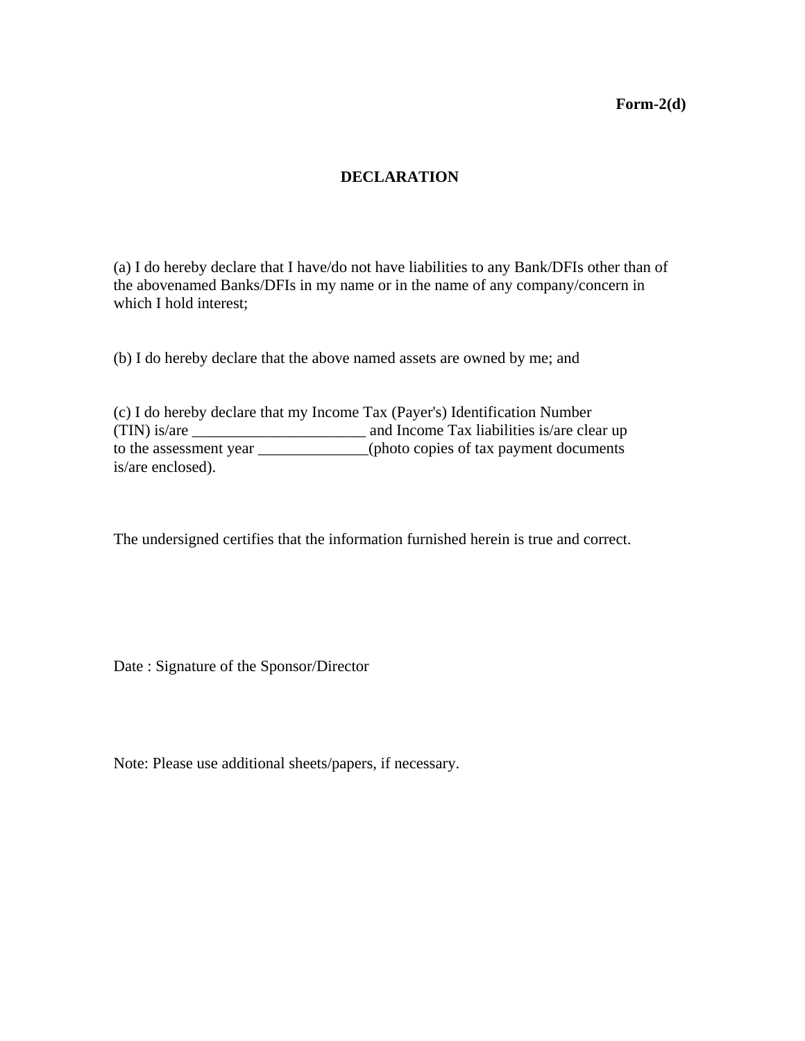**Form-2(d)**

# DECLARATION

(a) I do hereby declare that I have/do not have liabilities to any Bank/DFIs other than of the abovenamed Banks/DFIs in my name or in the name of any company/concern in which I hold interest;

(b) I do hereby declare that the above named assets are owned by me; and

(c) I do hereby declare that my Income Tax (Payer's) Identification Number (TIN) is/are ______________________ and Income Tax liabilities is/are clear up to the assessment year ______________(photo copies of tax payment documents is/are enclosed).

The undersigned certifies that the information furnished herein is true and correct.

Date : Signature of the Sponsor/Director

Note: Please use additional sheets/papers, if necessary.